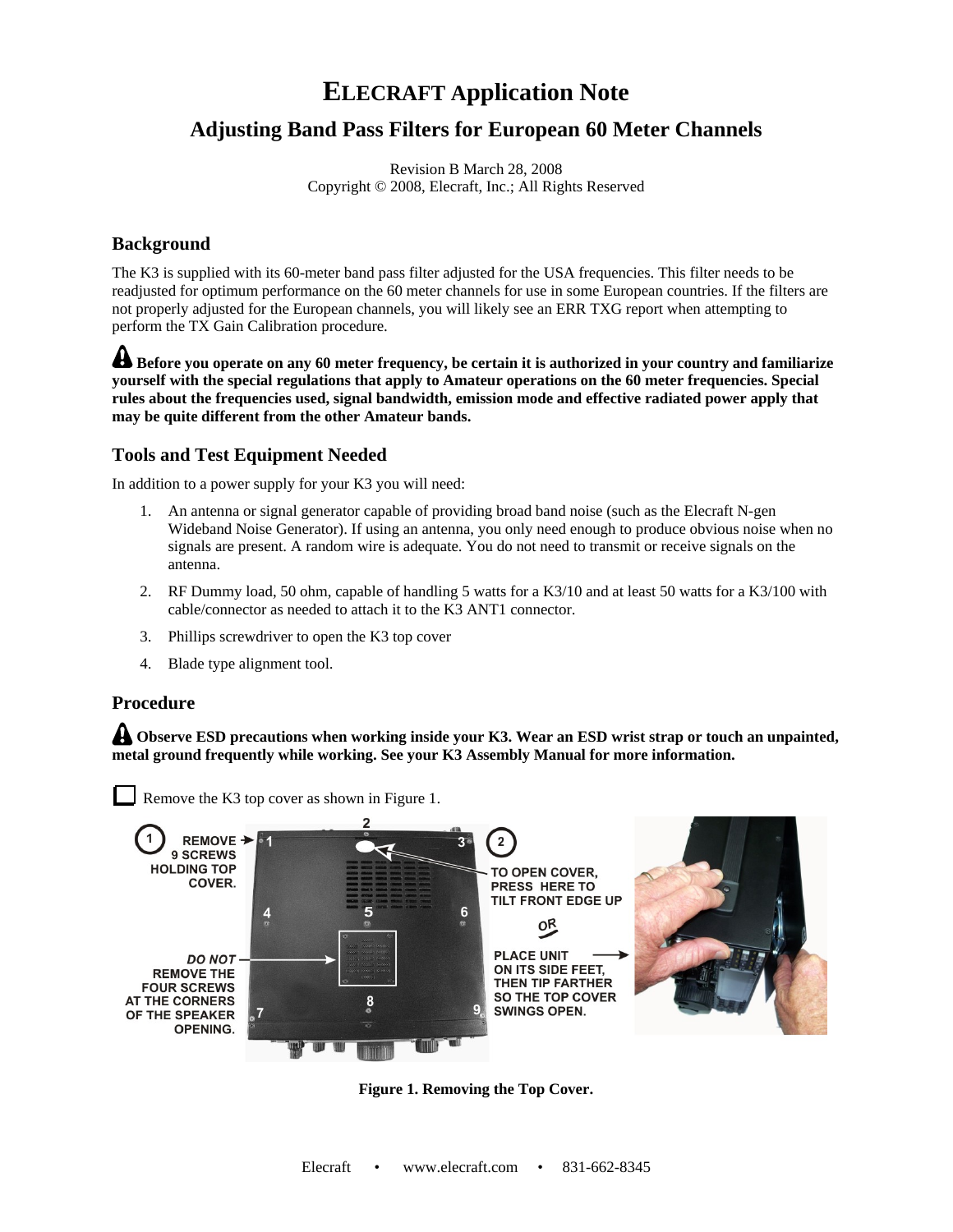# ELECRAFT Application Note

## Adjusting Band Pass Filters for European 60 Meter Channels

Revision B March 28, 2008
Copyright © 2008, Elecraft, Inc.; All Rights Reserved

### Background

The K3 is supplied with its 60-meter band pass filter adjusted for the USA frequencies. This filter needs to be readjusted for optimum performance on the 60 meter channels for use in some European countries. If the filters are not properly adjusted for the European channels, you will likely see an ERR TXG report when attempting to perform the TX Gain Calibration procedure.

**Before you operate on any 60 meter frequency, be certain it is authorized in your country and familiarize yourself with the special regulations that apply to Amateur operations on the 60 meter frequencies. Special rules about the frequencies used, signal bandwidth, emission mode and effective radiated power apply that may be quite different from the other Amateur bands.**

### Tools and Test Equipment Needed

In addition to a power supply for your K3 you will need:

1. An antenna or signal generator capable of providing broad band noise (such as the Elecraft N-gen Wideband Noise Generator). If using an antenna, you only need enough to produce obvious noise when no signals are present. A random wire is adequate. You do not need to transmit or receive signals on the antenna.
2. RF Dummy load, 50 ohm, capable of handling 5 watts for a K3/10 and at least 50 watts for a K3/100 with cable/connector as needed to attach it to the K3 ANT1 connector.
3. Phillips screwdriver to open the K3 top cover
4. Blade type alignment tool.

### Procedure

**Observe ESD precautions when working inside your K3. Wear an ESD wrist strap or touch an unpainted, metal ground frequently while working. See your K3 Assembly Manual for more information.**

☐ Remove the K3 top cover as shown in Figure 1.

1 REMOVE 9 SCREWS HOLDING TOP COVER.

DO NOT REMOVE THE FOUR SCREWS AT THE CORNERS OF THE SPEAKER OPENING.

2 TO OPEN COVER, PRESS HERE TO TILT FRONT EDGE UP

OR

PLACE UNIT ON ITS SIDE FEET, THEN TIP FARTHER SO THE TOP COVER SWINGS OPEN.

**Figure 1. Removing the Top Cover.**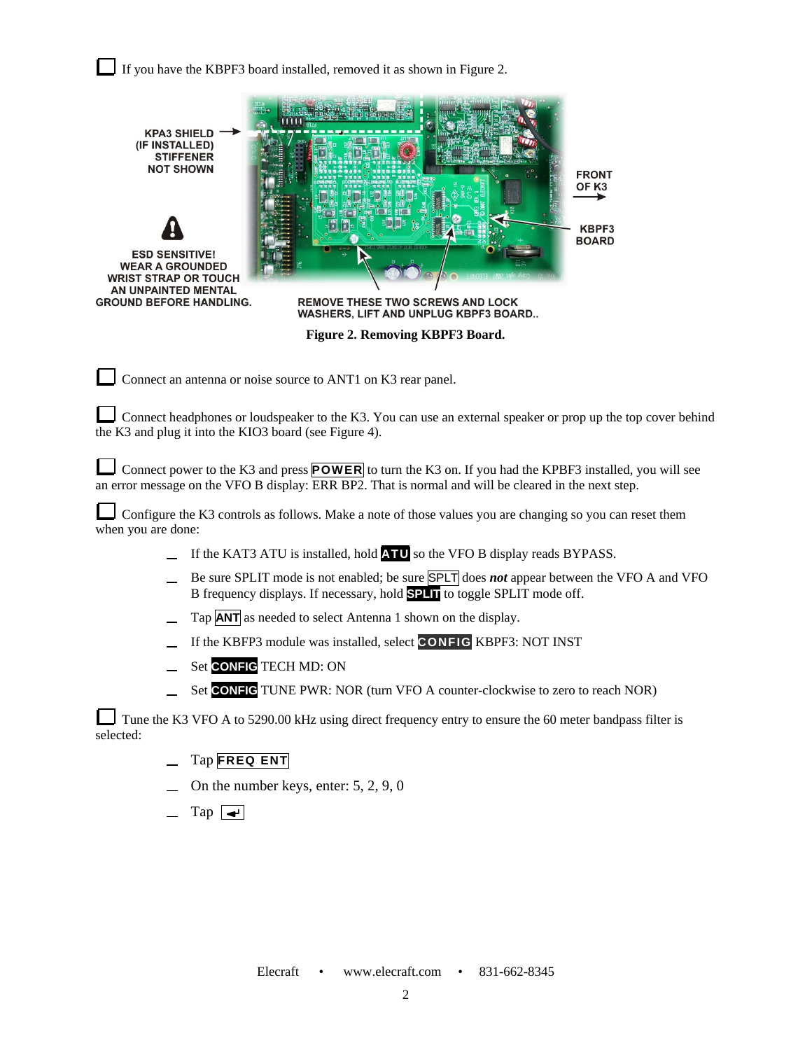☐ If you have the KBPF3 board installed, removed it as shown in Figure 2.

KPA3 SHIELD (IF INSTALLED) STIFFENER NOT SHOWN

ESD SENSITIVE! WEAR A GROUNDED WRIST STRAP OR TOUCH AN UNPAINTED MENTAL GROUND BEFORE HANDLING.

FRONT OF K3

KBPF3 BOARD

REMOVE THESE TWO SCREWS AND LOCK WASHERS, LIFT AND UNPLUG KBPF3 BOARD..

**Figure 2. Removing KBPF3 Board.**

☐ Connect an antenna or noise source to ANT1 on K3 rear panel.

☐ Connect headphones or loudspeaker to the K3. You can use an external speaker or prop up the top cover behind the K3 and plug it into the KIO3 board (see Figure 4).

☐ Connect power to the K3 and press **POWER** to turn the K3 on. If you had the KPBF3 installed, you will see an error message on the VFO B display: ERR BP2. That is normal and will be cleared in the next step.

☐ Configure the K3 controls as follows. Make a note of those values you are changing so you can reset them when you are done:

- If the KAT3 ATU is installed, hold **ATU** so the VFO B display reads BYPASS.
- Be sure SPLIT mode is not enabled; be sure SPLT does ***not*** appear between the VFO A and VFO B frequency displays. If necessary, hold **SPLIT** to toggle SPLIT mode off.
- Tap **ANT** as needed to select Antenna 1 shown on the display.
- If the KBFP3 module was installed, select **CONFIG** KBPF3: NOT INST
- Set **CONFIG** TECH MD: ON
- Set **CONFIG** TUNE PWR: NOR (turn VFO A counter-clockwise to zero to reach NOR)

☐ Tune the K3 VFO A to 5290.00 kHz using direct frequency entry to ensure the 60 meter bandpass filter is selected:

- Tap **FREQ ENT**
- On the number keys, enter: 5, 2, 9, 0
- Tap ↵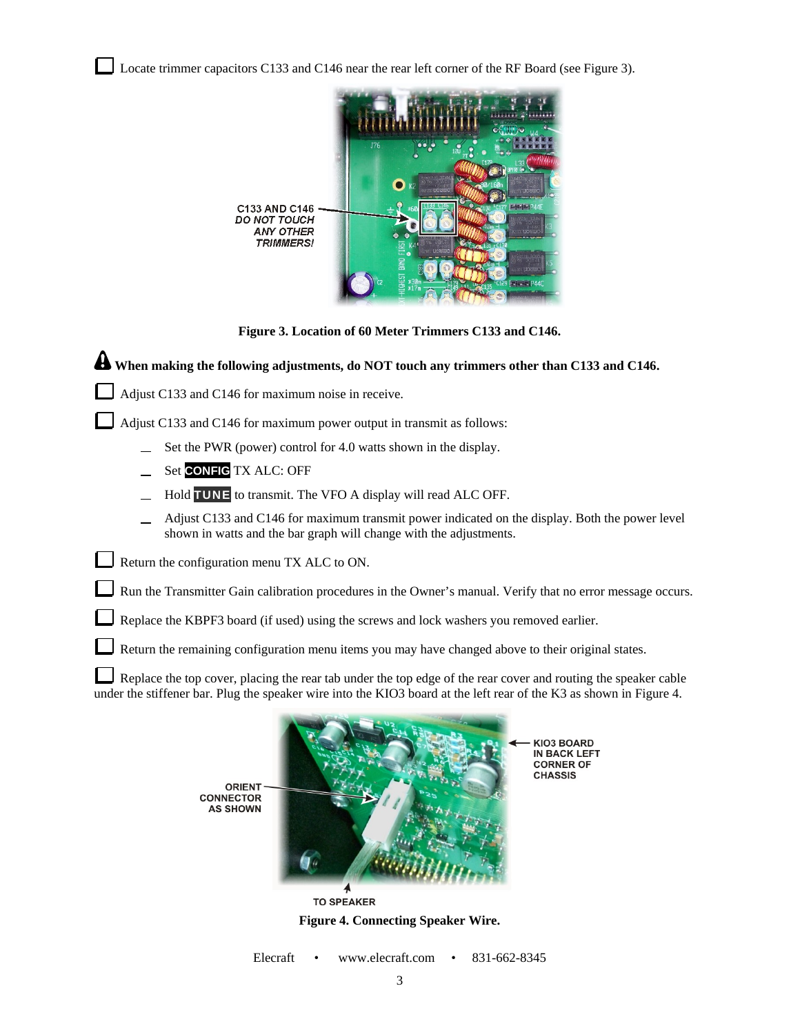☐ Locate trimmer capacitors C133 and C146 near the rear left corner of the RF Board (see Figure 3).

C133 AND C146
DO NOT TOUCH
ANY OTHER
TRIMMERS!

**Figure 3. Location of 60 Meter Trimmers C133 and C146.**

**When making the following adjustments, do NOT touch any trimmers other than C133 and C146.**

☐ Adjust C133 and C146 for maximum noise in receive.

☐ Adjust C133 and C146 for maximum power output in transmit as follows:

- Set the PWR (power) control for 4.0 watts shown in the display.
- Set **CONFIG** TX ALC: OFF
- Hold **TUNE** to transmit. The VFO A display will read ALC OFF.
- Adjust C133 and C146 for maximum transmit power indicated on the display. Both the power level shown in watts and the bar graph will change with the adjustments.

☐ Return the configuration menu TX ALC to ON.

☐ Run the Transmitter Gain calibration procedures in the Owner's manual. Verify that no error message occurs.

☐ Replace the KBPF3 board (if used) using the screws and lock washers you removed earlier.

☐ Return the remaining configuration menu items you may have changed above to their original states.

☐ Replace the top cover, placing the rear tab under the top edge of the rear cover and routing the speaker cable under the stiffener bar. Plug the speaker wire into the KIO3 board at the left rear of the K3 as shown in Figure 4.

ORIENT CONNECTOR AS SHOWN

KIO3 BOARD IN BACK LEFT CORNER OF CHASSIS

TO SPEAKER

**Figure 4. Connecting Speaker Wire.**

Elecraft • www.elecraft.com • 831-662-8345